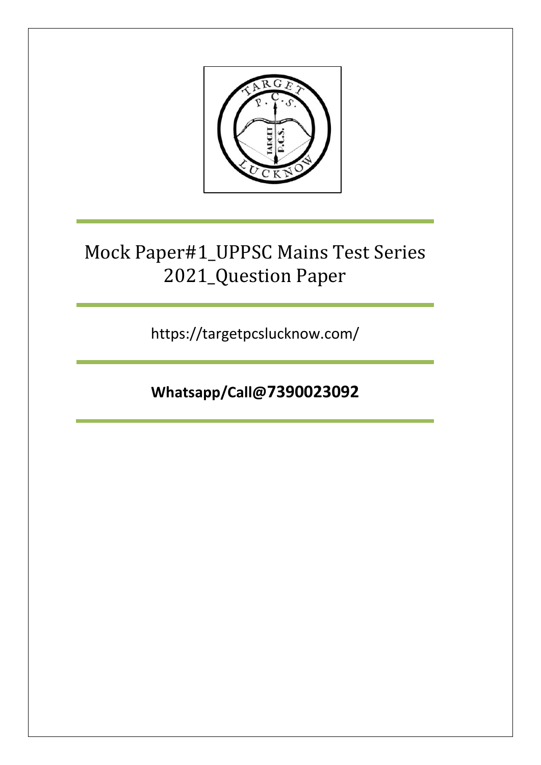# Mock Paper#1_UPPSC Mains Test Series 2021_Question Paper

https://targetpcslucknow.com/

**Whatsapp/Call@7390023092**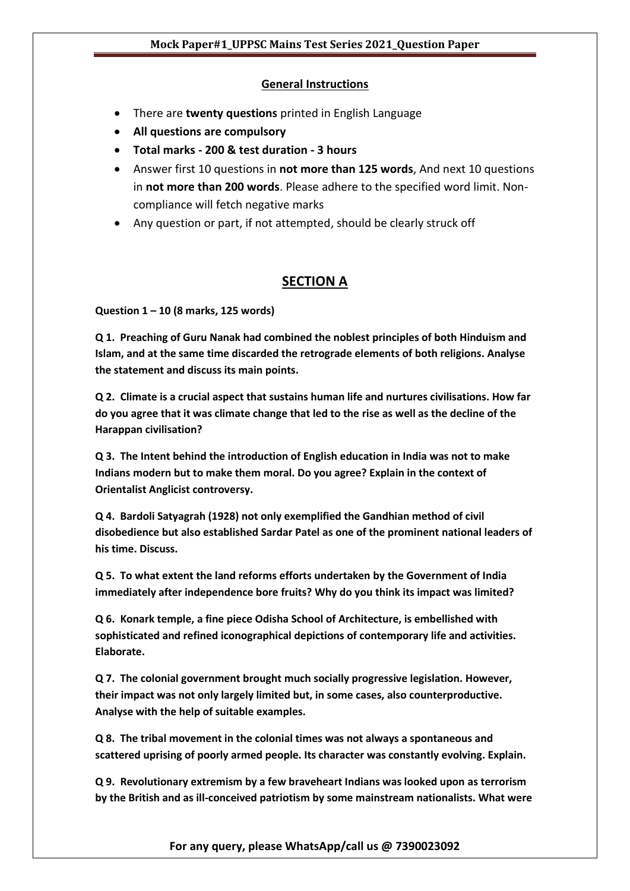## General Instructions

- There are **twenty questions** printed in English Language
- **All questions are compulsory**
- **Total marks - 200 & test duration - 3 hours**
- Answer first 10 questions in **not more than 125 words**, And next 10 questions in **not more than 200 words**. Please adhere to the specified word limit. Non-compliance will fetch negative marks
- Any question or part, if not attempted, should be clearly struck off

## SECTION A

**Question 1 – 10 (8 marks, 125 words)**

**Q 1. Preaching of Guru Nanak had combined the noblest principles of both Hinduism and Islam, and at the same time discarded the retrograde elements of both religions. Analyse the statement and discuss its main points.**

**Q 2. Climate is a crucial aspect that sustains human life and nurtures civilisations. How far do you agree that it was climate change that led to the rise as well as the decline of the Harappan civilisation?**

**Q 3. The Intent behind the introduction of English education in India was not to make Indians modern but to make them moral. Do you agree? Explain in the context of Orientalist Anglicist controversy.**

**Q 4. Bardoli Satyagrah (1928) not only exemplified the Gandhian method of civil disobedience but also established Sardar Patel as one of the prominent national leaders of his time. Discuss.**

**Q 5. To what extent the land reforms efforts undertaken by the Government of India immediately after independence bore fruits? Why do you think its impact was limited?**

**Q 6. Konark temple, a fine piece Odisha School of Architecture, is embellished with sophisticated and refined iconographical depictions of contemporary life and activities. Elaborate.**

**Q 7. The colonial government brought much socially progressive legislation. However, their impact was not only largely limited but, in some cases, also counterproductive. Analyse with the help of suitable examples.**

**Q 8. The tribal movement in the colonial times was not always a spontaneous and scattered uprising of poorly armed people. Its character was constantly evolving. Explain.**

**Q 9. Revolutionary extremism by a few braveheart Indians was looked upon as terrorism by the British and as ill-conceived patriotism by some mainstream nationalists. What were**

For any query, please WhatsApp/call us @ 7390023092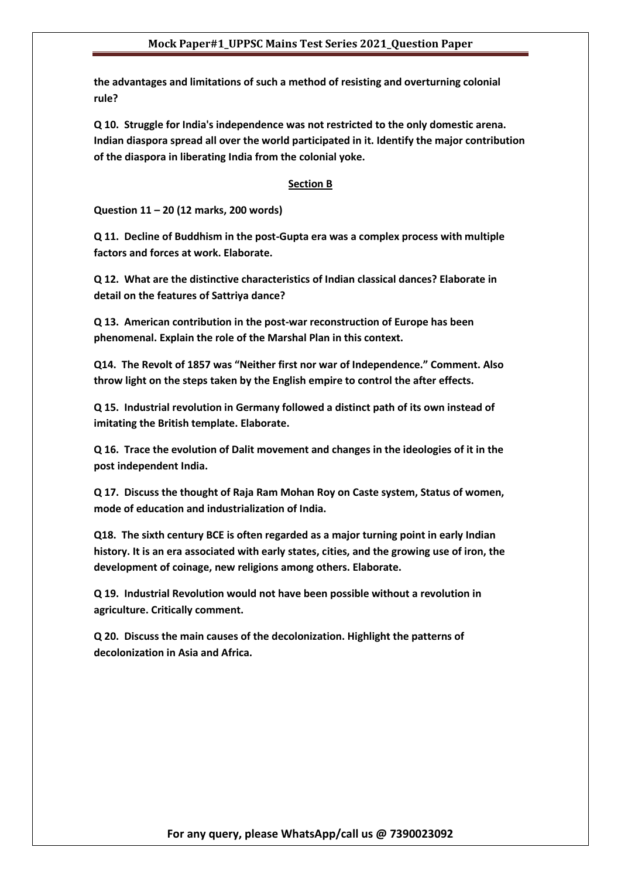**the advantages and limitations of such a method of resisting and overturning colonial rule?**

**Q 10. Struggle for India's independence was not restricted to the only domestic arena. Indian diaspora spread all over the world participated in it. Identify the major contribution of the diaspora in liberating India from the colonial yoke.**

## Section B

**Question 11 – 20 (12 marks, 200 words)**

**Q 11. Decline of Buddhism in the post-Gupta era was a complex process with multiple factors and forces at work. Elaborate.**

**Q 12. What are the distinctive characteristics of Indian classical dances? Elaborate in detail on the features of Sattriya dance?**

**Q 13. American contribution in the post-war reconstruction of Europe has been phenomenal. Explain the role of the Marshal Plan in this context.**

**Q14. The Revolt of 1857 was "Neither first nor war of Independence." Comment. Also throw light on the steps taken by the English empire to control the after effects.**

**Q 15. Industrial revolution in Germany followed a distinct path of its own instead of imitating the British template. Elaborate.**

**Q 16. Trace the evolution of Dalit movement and changes in the ideologies of it in the post independent India.**

**Q 17. Discuss the thought of Raja Ram Mohan Roy on Caste system, Status of women, mode of education and industrialization of India.**

**Q18. The sixth century BCE is often regarded as a major turning point in early Indian history. It is an era associated with early states, cities, and the growing use of iron, the development of coinage, new religions among others. Elaborate.**

**Q 19. Industrial Revolution would not have been possible without a revolution in agriculture. Critically comment.**

**Q 20. Discuss the main causes of the decolonization. Highlight the patterns of decolonization in Asia and Africa.**